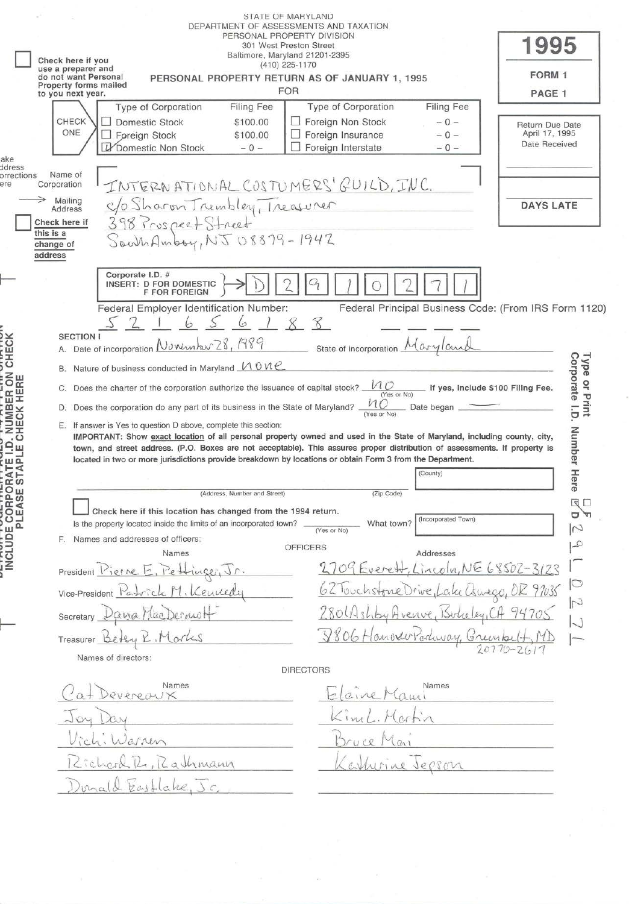STATE OF MARYLAND
DEPARTMENT OF ASSESSMENTS AND TAXATION
PERSONAL PROPERTY DIVISION
301 West Preston Street
Baltimore, Maryland 21201-2395
(410) 225-1170

# 1995

**FORM 1**
**PAGE 1**

☐ Check here if you use a preparer and do not want Personal Property forms mailed to you next year.

## PERSONAL PROPERTY RETURN AS OF JANUARY 1, 1995 FOR

CHECK ONE

| Type of Corporation | Filing Fee | Type of Corporation | Filing Fee |
|---|---|---|---|
| ☐ Domestic Stock | $100.00 | ☐ Foreign Non Stock | – 0 – |
| ☐ Foreign Stock | $100.00 | ☐ Foreign Insurance | – 0 – |
| ☑ Domestic Non Stock | – 0 – | ☐ Foreign Interstate | – 0 – |

Return Due Date April 17, 1995
Date Received

DAYS LATE

Make address corrections here

Name of Corporation: INTERNATIONAL COSTUMERS' GUILD, INC.

Mailing Address: c/o Sharon Trembley, Treasurer
398 Prospect Street
South Amboy, NJ 08879-1942

☐ Check here if this is a change of address

Corporate I.D. # (INSERT: D FOR DOMESTIC, F FOR FOREIGN): D 2 9 1 0 2 7 1

Federal Employer Identification Number: 52 1656188

Federal Principal Business Code: (From IRS Form 1120) ___ ___ ___

DETACH FOUR-PAGE FORM AT PERFORATION. INCLUDE CORPORATE I.D. NUMBER ON CHECK. PLEASE STAPLE CHECK HERE

Type or Print Corporate I.D. Number Here ☐ F ☑ D 2 9 1 0 2 7 1

### SECTION I

A. Date of incorporation November 28, 1989 State of incorporation Maryland

B. Nature of business conducted in Maryland none

C. Does the charter of the corporation authorize the issuance of capital stock? no (Yes or No) If yes, include $100 Filing Fee.

D. Does the corporation do any part of its business in the State of Maryland? no (Yes or No) Date began ———

E. If answer is Yes to question D above, complete this section:
**IMPORTANT: Show exact location of all personal property owned and used in the State of Maryland, including county, city, town, and street address. (P.O. Boxes are not acceptable). This assures proper distribution of assessments. If property is located in two or more jurisdictions provide breakdown by locations or obtain Form 3 from the Department.**

(Address, Number and Street) ______ (Zip Code) ______ (County) ______

☐ Check here if this location has changed from the 1994 return.

Is the property located inside the limits of an incorporated town? ______ (Yes or No) What town? ______ (Incorporated Town)

F. Names and addresses of officers:

OFFICERS

| | Names | Addresses |
|---|---|---|
| President | Pierre E. Pettinger, Jr. | 2709 Everett, Lincoln, NE 68502-3123 |
| Vice-President | Patrick M. Kennedy | 62 Touchstone Drive, Lake Oswego, OR 97035 |
| Secretary | Dana MacDermott | 2801 Ashby Avenue, Berkeley, CA 94705 |
| Treasurer | Betsy R. Marks | 7806 Hanover Parkway, Greenbelt, MD 20770-2617 |

Names of directors:

DIRECTORS

| Names | Names |
|---|---|
| Cat Devereaux | Elaine Mami |
| Joy Day | Kim L. Martin |
| Vicki Warren | Bruce Mai |
| Richard R. Rathmann | Katherine Jepson |
| Donald Eastlake, Jr. | |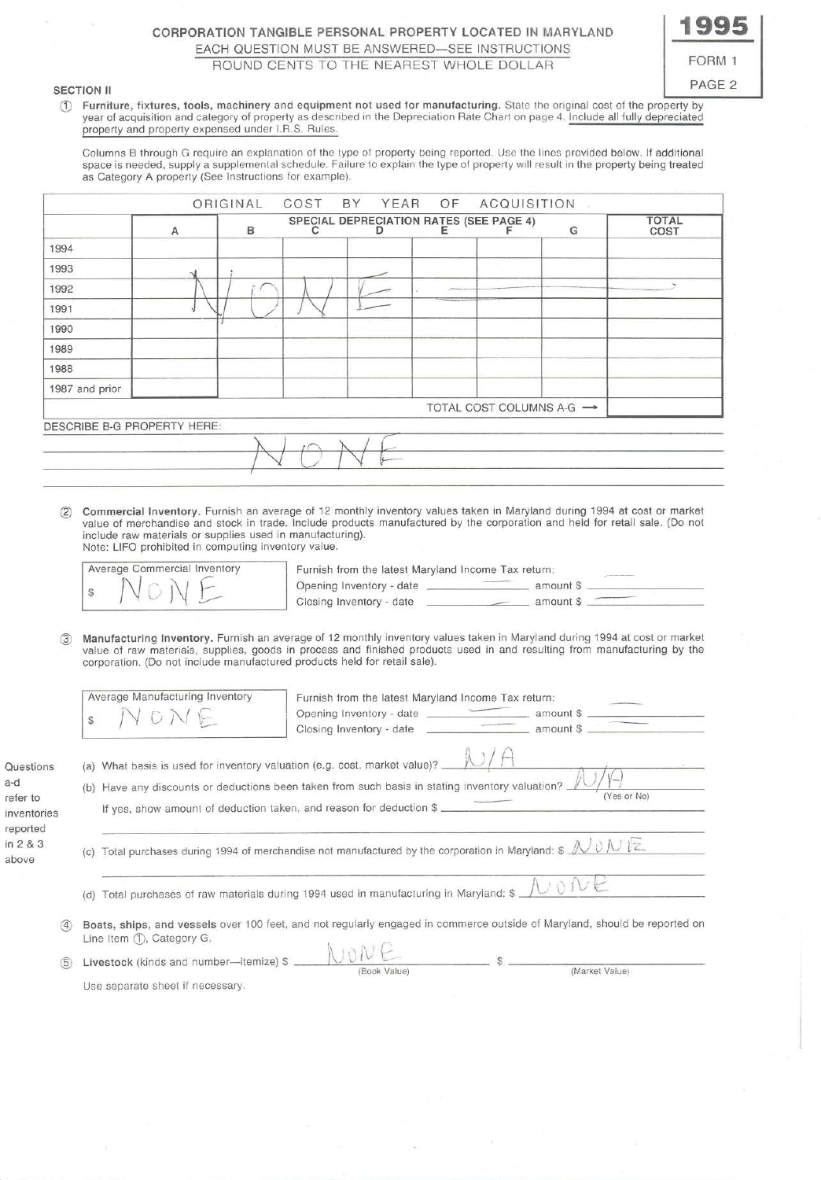# CORPORATION TANGIBLE PERSONAL PROPERTY LOCATED IN MARYLAND

EACH QUESTION MUST BE ANSWERED—SEE INSTRUCTIONS

ROUND CENTS TO THE NEAREST WHOLE DOLLAR

**1995**

FORM 1

PAGE 2

## SECTION II

① **Furniture, fixtures, tools, machinery and equipment not used for manufacturing.** State the original cost of the property by year of acquisition and category of property as described in the Depreciation Rate Chart on page 4. Include all fully depreciated property and property expensed under I.R.S. Rules.

Columns B through G require an explanation of the type of property being reported. Use the lines provided below. If additional space is needed, supply a supplemental schedule. Failure to explain the type of property will result in the property being treated as Category A property (See Instructions for example).

| ORIGINAL COST BY YEAR OF ACQUISITION | | | | | | | | |
|---|---|---|---|---|---|---|---|---|
| | | SPECIAL DEPRECIATION RATES (SEE PAGE 4) | | | | | | |
| | A | B | C | D | E | F | G | TOTAL COST |
| 1994 | | | | | | | | |
| 1993 | | | | | | | | |
| 1992 | N | O | N | E | | | | |
| 1991 | | | | | | | | |
| 1990 | | | | | | | | |
| 1989 | | | | | | | | |
| 1988 | | | | | | | | |
| 1987 and prior | | | | | | | | |
| | | | | | TOTAL COST COLUMNS A-G → | | | |

DESCRIBE B-G PROPERTY HERE: NONE

② **Commercial Inventory.** Furnish an average of 12 monthly inventory values taken in Maryland during 1994 at cost or market value of merchandise and stock in trade. Include products manufactured by the corporation and held for retail sale. (Do not include raw materials or supplies used in manufacturing).
Note: LIFO prohibited in computing inventory value.

Average Commercial Inventory $ NONE

Furnish from the latest Maryland Income Tax return:
Opening Inventory - date ______ amount $ ______
Closing Inventory - date ______ amount $ ______

③ **Manufacturing Inventory.** Furnish an average of 12 monthly inventory values taken in Maryland during 1994 at cost or market value of raw materials, supplies, goods in process and finished products used in and resulting from manufacturing by the corporation. (Do not include manufactured products held for retail sale).

Average Manufacturing Inventory $ NONE

Furnish from the latest Maryland Income Tax return:
Opening Inventory - date ______ amount $ ______
Closing Inventory - date ______ amount $ ______

Questions a-d refer to inventories reported in 2 & 3 above

(a) What basis is used for inventory valuation (e.g. cost, market value)? N/A

(b) Have any discounts or deductions been taken from such basis in stating inventory valuation? N/A (Yes or No)
If yes, show amount of deduction taken, and reason for deduction $ ______

(c) Total purchases during 1994 of merchandise not manufactured by the corporation in Maryland: $ NONE

(d) Total purchases of raw materials during 1994 used in manufacturing in Maryland: $ NONE

④ **Boats, ships, and vessels** over 100 feet, and not regularly engaged in commerce outside of Maryland, should be reported on Line Item ①, Category G.

⑤ **Livestock** (kinds and number—itemize) $ NONE (Book Value) $ ______ (Market Value)

Use separate sheet if necessary.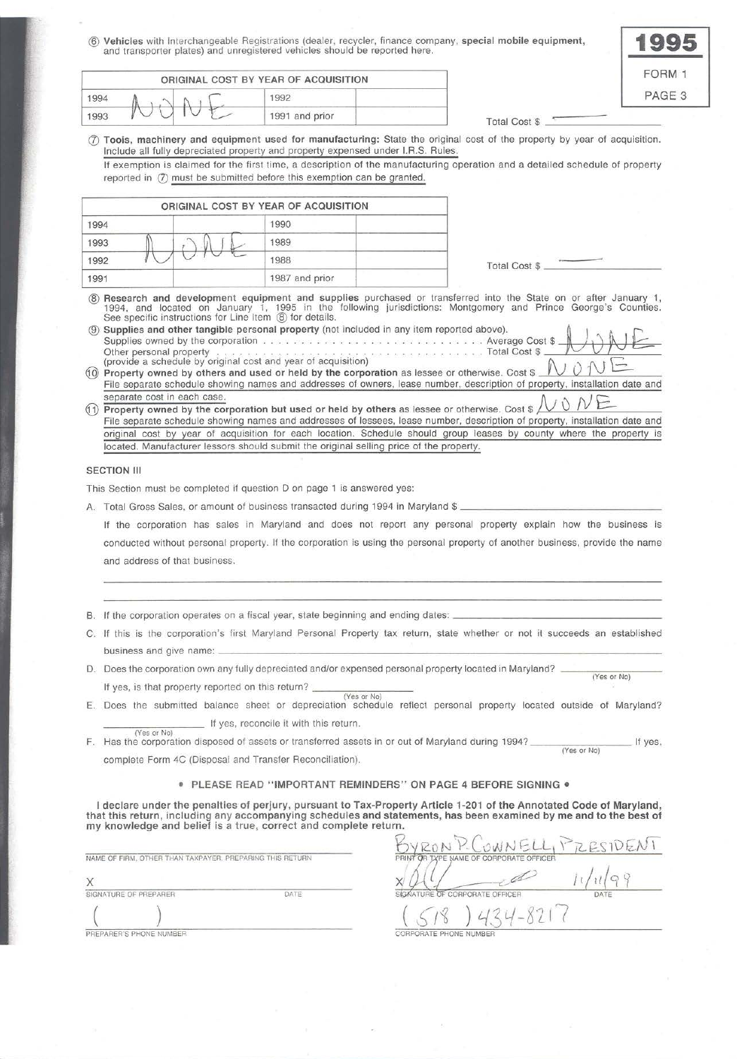**1995**

FORM 1
PAGE 3

⑥ **Vehicles** with Interchangeable Registrations (dealer, recycler, finance company, **special mobile equipment**, and transporter plates) and unregistered vehicles should be reported here.

| ORIGINAL COST BY YEAR OF ACQUISITION | | | |
|---|---|---|---|
| 1994 | NONE | 1992 | |
| 1993 | | 1991 and prior | |

Total Cost $ ——

⑦ **Tools, machinery and equipment used for manufacturing:** State the original cost of the property by year of acquisition. Include all fully depreciated property and property expensed under I.R.S. Rules.

If exemption is claimed for the first time, a description of the manufacturing operation and a detailed schedule of property reported in ⑦ must be submitted before this exemption can be granted.

| ORIGINAL COST BY YEAR OF ACQUISITION | | | |
|---|---|---|---|
| 1994 | | 1990 | |
| 1993 | NONE | 1989 | |
| 1992 | | 1988 | |
| 1991 | | 1987 and prior | |

Total Cost $ ——

⑧ **Research and development equipment and supplies** purchased or transferred into the State on or after January 1, 1994, and located on January 1, 1995 in the following jurisdictions: Montgomery and Prince George's Counties. See specific instructions for Line Item ⑧ for details.

⑨ **Supplies and other tangible personal property** (not included in any item reported above).
Supplies owned by the corporation . . . . . . . . . . . . . . . . . . . . . . . . . . . . Average Cost $ NONE
Other personal property . . . . . . . . . . . . . . . . . . . . . . . . . . . . Total Cost $
(provide a schedule by original cost and year of acquisition)

⑩ **Property owned by others and used or held by the corporation** as lessee or otherwise. Cost $ NONE
File separate schedule showing names and addresses of owners, lease number, description of property, installation date and separate cost in each case.

⑪ **Property owned by the corporation but used or held by others** as lessee or otherwise. Cost $ NONE
File separate schedule showing names and addresses of lessees, lease number, description of property, installation date and original cost by year of acquisition for each location. Schedule should group leases by county where the property is located. Manufacturer lessors should submit the original selling price of the property.

## SECTION III

This Section must be completed if question D on page 1 is answered yes:

A. Total Gross Sales, or amount of business transacted during 1994 in Maryland $ ____________

If the corporation has sales in Maryland and does not report any personal property explain how the business is conducted without personal property. If the corporation is using the personal property of another business, provide the name and address of that business.

B. If the corporation operates on a fiscal year, state beginning and ending dates: ____________

C. If this is the corporation's first Maryland Personal Property tax return, state whether or not it succeeds an established business and give name: ____________

D. Does the corporation own any fully depreciated and/or expensed personal property located in Maryland? ________ (Yes or No)
If yes, is that property reported on this return? ________ (Yes or No)

E. Does the submitted balance sheet or depreciation schedule reflect personal property located outside of Maryland? ________ (Yes or No) If yes, reconcile it with this return.

F. Has the corporation disposed of assets or transferred assets in or out of Maryland during 1994? ________ (Yes or No) If yes, complete Form 4C (Disposal and Transfer Reconciliation).

**• PLEASE READ "IMPORTANT REMINDERS" ON PAGE 4 BEFORE SIGNING •**

**I declare under the penalties of perjury, pursuant to Tax-Property Article 1-201 of the Annotated Code of Maryland, that this return, including any accompanying schedules and statements, has been examined by me and to the best of my knowledge and belief is a true, correct and complete return.**

NAME OF FIRM, OTHER THAN TAXPAYER, PREPARING THIS RETURN: ____________

X ____________ SIGNATURE OF PREPARER — DATE

( ) ____________ PREPARER'S PHONE NUMBER

BYRON P. CONNELL, PRESIDENT
PRINT OR TYPE NAME OF CORPORATE OFFICER

X [signature] 11/11/99
SIGNATURE OF CORPORATE OFFICER — DATE

(518) 434-8217
CORPORATE PHONE NUMBER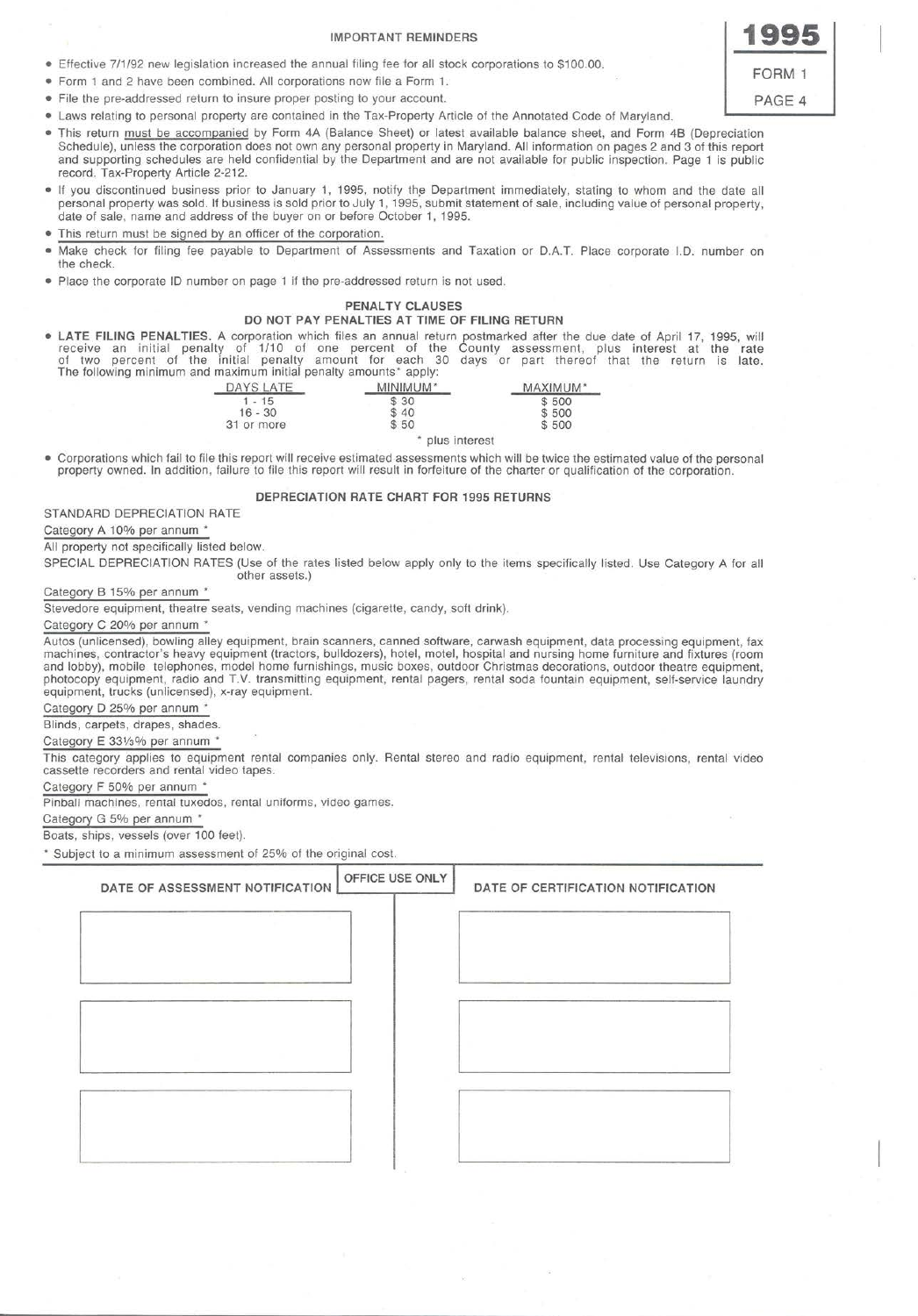1995

FORM 1

PAGE 4

## IMPORTANT REMINDERS

- Effective 7/1/92 new legislation increased the annual filing fee for all stock corporations to $100.00.
- Form 1 and 2 have been combined. All corporations now file a Form 1.
- File the pre-addressed return to insure proper posting to your account.
- Laws relating to personal property are contained in the Tax-Property Article of the Annotated Code of Maryland.
- This return must be accompanied by Form 4A (Balance Sheet) or latest available balance sheet, and Form 4B (Depreciation Schedule), unless the corporation does not own any personal property in Maryland. All information on pages 2 and 3 of this report and supporting schedules are held confidential by the Department and are not available for public inspection. Page 1 is public record. Tax-Property Article 2-212.
- If you discontinued business prior to January 1, 1995, notify the Department immediately, stating to whom and the date all personal property was sold. If business is sold prior to July 1, 1995, submit statement of sale, including value of personal property, date of sale, name and address of the buyer on or before October 1, 1995.
- This return must be signed by an officer of the corporation.
- Make check for filing fee payable to Department of Assessments and Taxation or D.A.T. Place corporate I.D. number on the check.
- Place the corporate ID number on page 1 if the pre-addressed return is not used.

## PENALTY CLAUSES
### DO NOT PAY PENALTIES AT TIME OF FILING RETURN

- **LATE FILING PENALTIES.** A corporation which files an annual return postmarked after the due date of April 17, 1995, will receive an initial penalty of 1/10 of one percent of the County assessment, plus interest at the rate of two percent of the initial penalty amount for each 30 days or part thereof that the return is late. The following minimum and maximum initial penalty amounts* apply:

| DAYS LATE | MINIMUM* | MAXIMUM* |
|---|---|---|
| 1 - 15 | $ 30 | $ 500 |
| 16 - 30 | $ 40 | $ 500 |
| 31 or more | $ 50 | $ 500 |

\* plus interest

- Corporations which fail to file this report will receive estimated assessments which will be twice the estimated value of the personal property owned. In addition, failure to file this report will result in forfeiture of the charter or qualification of the corporation.

## DEPRECIATION RATE CHART FOR 1995 RETURNS

STANDARD DEPRECIATION RATE

Category A 10% per annum *

All property not specifically listed below.

SPECIAL DEPRECIATION RATES (Use of the rates listed below apply only to the items specifically listed. Use Category A for all other assets.)

Category B 15% per annum *

Stevedore equipment, theatre seats, vending machines (cigarette, candy, soft drink).

Category C 20% per annum *

Autos (unlicensed), bowling alley equipment, brain scanners, canned software, carwash equipment, data processing equipment, fax machines, contractor's heavy equipment (tractors, bulldozers), hotel, motel, hospital and nursing home furniture and fixtures (room and lobby), mobile telephones, model home furnishings, music boxes, outdoor Christmas decorations, outdoor theatre equipment, photocopy equipment, radio and T.V. transmitting equipment, rental pagers, rental soda fountain equipment, self-service laundry equipment, trucks (unlicensed), x-ray equipment.

Category D 25% per annum *

Blinds, carpets, drapes, shades.

Category E 33⅓% per annum *

This category applies to equipment rental companies only. Rental stereo and radio equipment, rental televisions, rental video cassette recorders and rental video tapes.

Category F 50% per annum *

Pinball machines, rental tuxedos, rental uniforms, video games.

Category G 5% per annum *

Boats, ships, vessels (over 100 feet).

\* Subject to a minimum assessment of 25% of the original cost.

| DATE OF ASSESSMENT NOTIFICATION | OFFICE USE ONLY | DATE OF CERTIFICATION NOTIFICATION |
|---|---|---|
| | | |
| | | |
| | | |